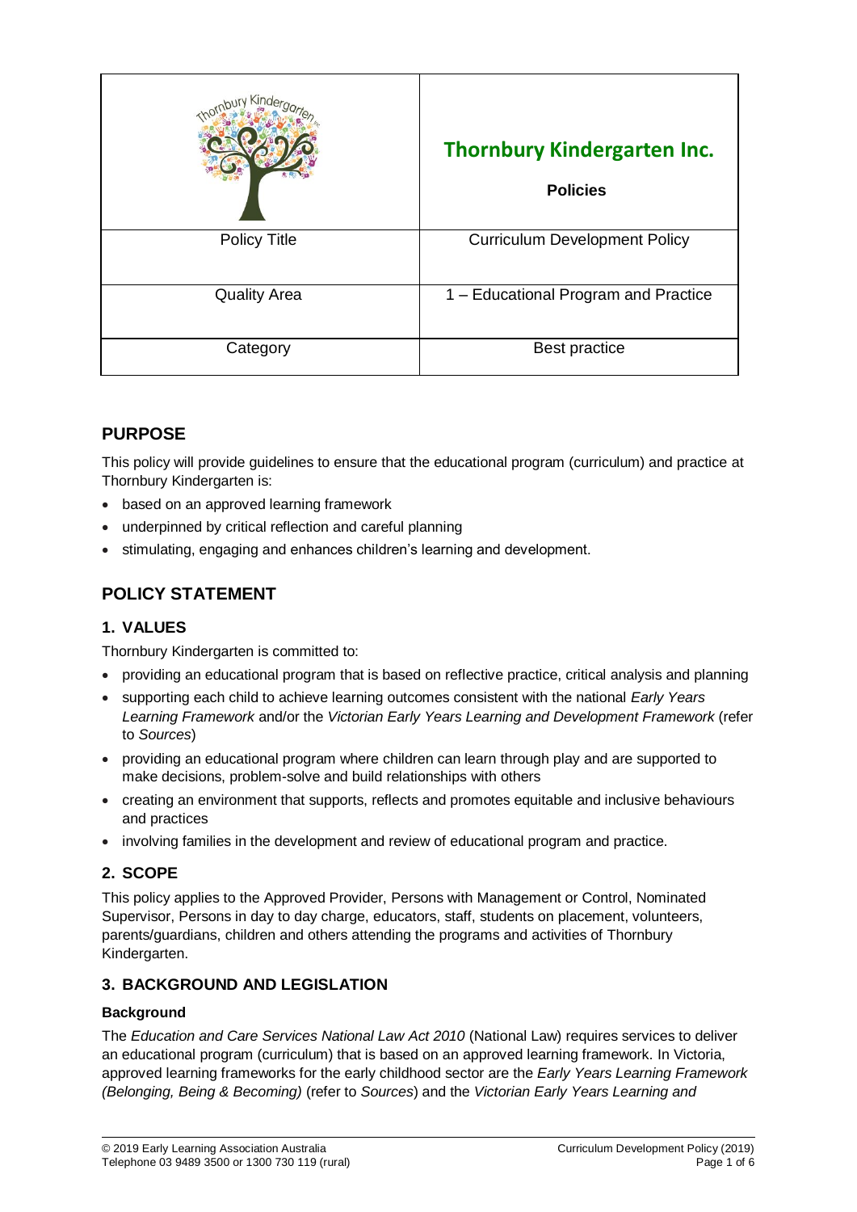| | Thornbury Kindergarten Inc.<br><br>**Policies** |
|---|---|
| Policy Title | Curriculum Development Policy |
| Quality Area | 1 – Educational Program and Practice |
| Category | Best practice |

## PURPOSE

This policy will provide guidelines to ensure that the educational program (curriculum) and practice at Thornbury Kindergarten is:

- based on an approved learning framework
- underpinned by critical reflection and careful planning
- stimulating, engaging and enhances children's learning and development.

## POLICY STATEMENT

### 1. VALUES

Thornbury Kindergarten is committed to:

- providing an educational program that is based on reflective practice, critical analysis and planning
- supporting each child to achieve learning outcomes consistent with the national *Early Years Learning Framework* and/or the *Victorian Early Years Learning and Development Framework* (refer to *Sources*)
- providing an educational program where children can learn through play and are supported to make decisions, problem-solve and build relationships with others
- creating an environment that supports, reflects and promotes equitable and inclusive behaviours and practices
- involving families in the development and review of educational program and practice.

### 2. SCOPE

This policy applies to the Approved Provider, Persons with Management or Control, Nominated Supervisor, Persons in day to day charge, educators, staff, students on placement, volunteers, parents/guardians, children and others attending the programs and activities of Thornbury Kindergarten.

### 3. BACKGROUND AND LEGISLATION

#### Background

The *Education and Care Services National Law Act 2010* (National Law) requires services to deliver an educational program (curriculum) that is based on an approved learning framework. In Victoria, approved learning frameworks for the early childhood sector are the *Early Years Learning Framework (Belonging, Being & Becoming)* (refer to *Sources*) and the *Victorian Early Years Learning and*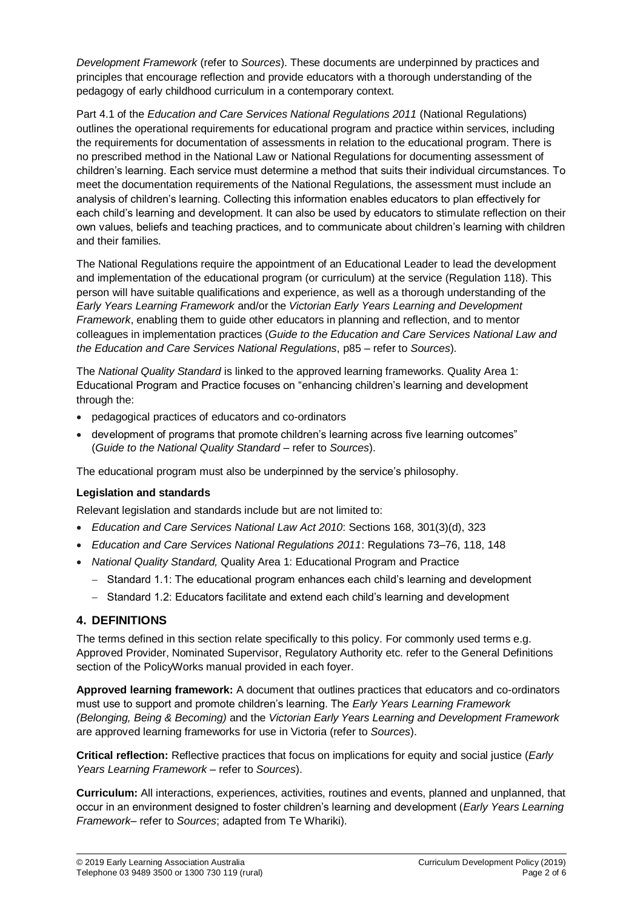*Development Framework* (refer to *Sources*). These documents are underpinned by practices and principles that encourage reflection and provide educators with a thorough understanding of the pedagogy of early childhood curriculum in a contemporary context.

Part 4.1 of the *Education and Care Services National Regulations 2011* (National Regulations) outlines the operational requirements for educational program and practice within services, including the requirements for documentation of assessments in relation to the educational program. There is no prescribed method in the National Law or National Regulations for documenting assessment of children's learning. Each service must determine a method that suits their individual circumstances. To meet the documentation requirements of the National Regulations, the assessment must include an analysis of children's learning. Collecting this information enables educators to plan effectively for each child's learning and development. It can also be used by educators to stimulate reflection on their own values, beliefs and teaching practices, and to communicate about children's learning with children and their families.

The National Regulations require the appointment of an Educational Leader to lead the development and implementation of the educational program (or curriculum) at the service (Regulation 118). This person will have suitable qualifications and experience, as well as a thorough understanding of the *Early Years Learning Framework* and/or the *Victorian Early Years Learning and Development Framework*, enabling them to guide other educators in planning and reflection, and to mentor colleagues in implementation practices (*Guide to the Education and Care Services National Law and the Education and Care Services National Regulations*, p85 – refer to *Sources*).

The *National Quality Standard* is linked to the approved learning frameworks. Quality Area 1: Educational Program and Practice focuses on "enhancing children's learning and development through the:

- pedagogical practices of educators and co-ordinators
- development of programs that promote children's learning across five learning outcomes" (*Guide to the National Quality Standard* – refer to *Sources*).

The educational program must also be underpinned by the service's philosophy.

**Legislation and standards**

Relevant legislation and standards include but are not limited to:

- *Education and Care Services National Law Act 2010*: Sections 168, 301(3)(d), 323
- *Education and Care Services National Regulations 2011*: Regulations 73–76, 118, 148
- *National Quality Standard,* Quality Area 1: Educational Program and Practice
  - Standard 1.1: The educational program enhances each child's learning and development
  - Standard 1.2: Educators facilitate and extend each child's learning and development

## 4. DEFINITIONS

The terms defined in this section relate specifically to this policy. For commonly used terms e.g. Approved Provider, Nominated Supervisor, Regulatory Authority etc. refer to the General Definitions section of the PolicyWorks manual provided in each foyer.

**Approved learning framework:** A document that outlines practices that educators and co-ordinators must use to support and promote children's learning. The *Early Years Learning Framework (Belonging, Being & Becoming)* and the *Victorian Early Years Learning and Development Framework* are approved learning frameworks for use in Victoria (refer to *Sources*).

**Critical reflection:** Reflective practices that focus on implications for equity and social justice (*Early Years Learning Framework* – refer to *Sources*).

**Curriculum:** All interactions, experiences, activities, routines and events, planned and unplanned, that occur in an environment designed to foster children's learning and development (*Early Years Learning Framework*– refer to *Sources*; adapted from Te Whariki).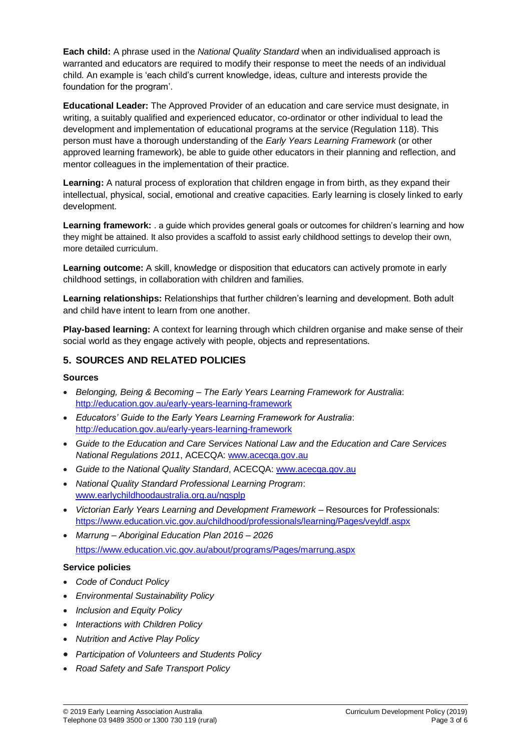**Each child:** A phrase used in the *National Quality Standard* when an individualised approach is warranted and educators are required to modify their response to meet the needs of an individual child. An example is 'each child's current knowledge, ideas, culture and interests provide the foundation for the program'.

**Educational Leader:** The Approved Provider of an education and care service must designate, in writing, a suitably qualified and experienced educator, co-ordinator or other individual to lead the development and implementation of educational programs at the service (Regulation 118). This person must have a thorough understanding of the *Early Years Learning Framework* (or other approved learning framework), be able to guide other educators in their planning and reflection, and mentor colleagues in the implementation of their practice.

**Learning:** A natural process of exploration that children engage in from birth, as they expand their intellectual, physical, social, emotional and creative capacities. Early learning is closely linked to early development.

**Learning framework:** . a guide which provides general goals or outcomes for children's learning and how they might be attained. It also provides a scaffold to assist early childhood settings to develop their own, more detailed curriculum.

**Learning outcome:** A skill, knowledge or disposition that educators can actively promote in early childhood settings, in collaboration with children and families.

**Learning relationships:** Relationships that further children's learning and development. Both adult and child have intent to learn from one another.

**Play-based learning:** A context for learning through which children organise and make sense of their social world as they engage actively with people, objects and representations.

## 5. SOURCES AND RELATED POLICIES

### Sources

- *Belonging, Being & Becoming – The Early Years Learning Framework for Australia*: http://education.gov.au/early-years-learning-framework
- *Educators' Guide to the Early Years Learning Framework for Australia*: http://education.gov.au/early-years-learning-framework
- *Guide to the Education and Care Services National Law and the Education and Care Services National Regulations 2011*, ACECQA: www.acecqa.gov.au
- *Guide to the National Quality Standard*, ACECQA: www.acecqa.gov.au
- *National Quality Standard Professional Learning Program*: www.earlychildhoodaustralia.org.au/nqsplp
- *Victorian Early Years Learning and Development Framework* – Resources for Professionals: https://www.education.vic.gov.au/childhood/professionals/learning/Pages/veyldf.aspx
- *Marrung – Aboriginal Education Plan 2016 – 2026* https://www.education.vic.gov.au/about/programs/Pages/marrung.aspx

### Service policies

- *Code of Conduct Policy*
- *Environmental Sustainability Policy*
- *Inclusion and Equity Policy*
- *Interactions with Children Policy*
- *Nutrition and Active Play Policy*
- *Participation of Volunteers and Students Policy*
- *Road Safety and Safe Transport Policy*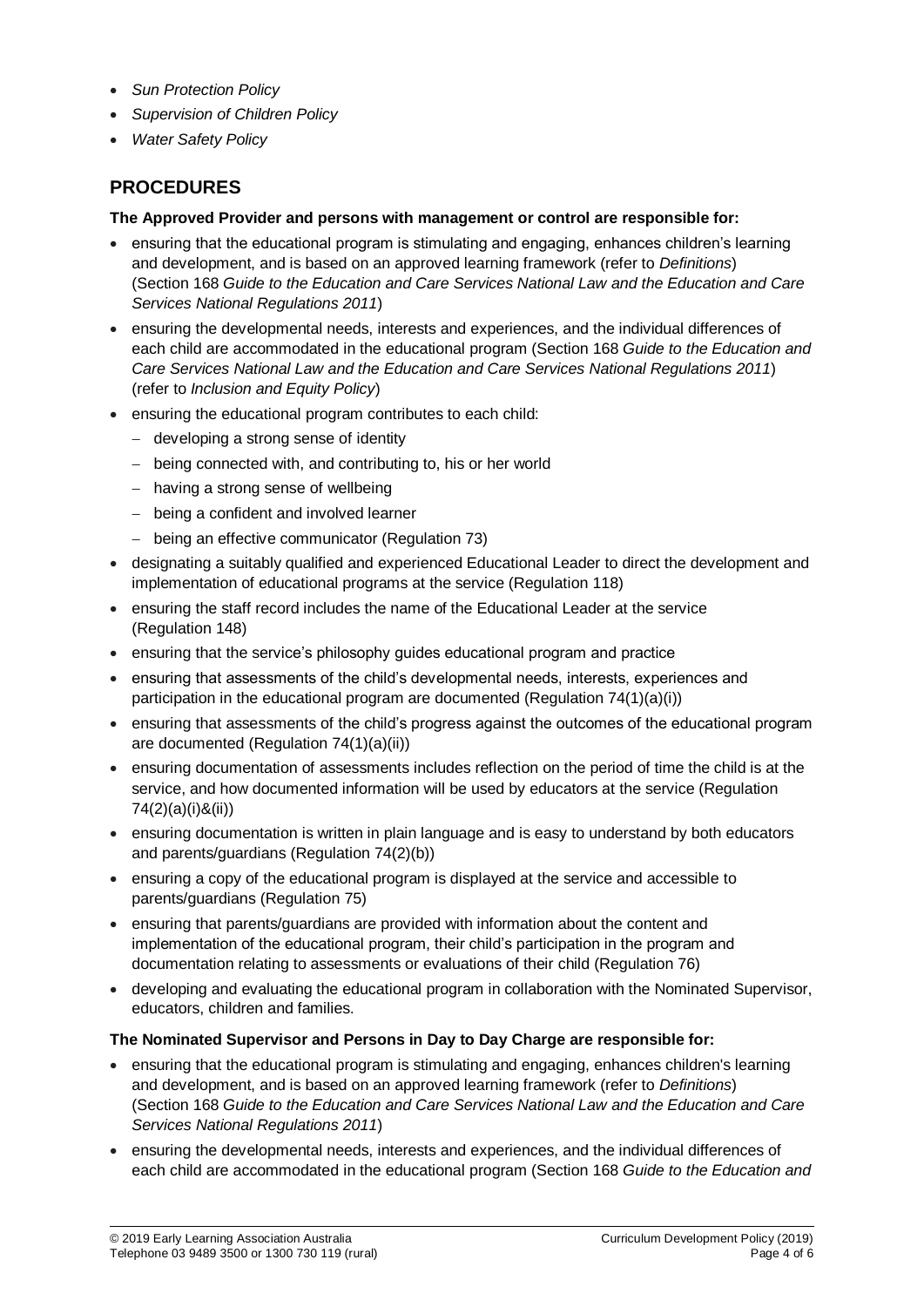- *Sun Protection Policy*
- *Supervision of Children Policy*
- *Water Safety Policy*

## PROCEDURES

**The Approved Provider and persons with management or control are responsible for:**

- ensuring that the educational program is stimulating and engaging, enhances children's learning and development, and is based on an approved learning framework (refer to *Definitions*) (Section 168 *Guide to the Education and Care Services National Law and the Education and Care Services National Regulations 2011*)
- ensuring the developmental needs, interests and experiences, and the individual differences of each child are accommodated in the educational program (Section 168 *Guide to the Education and Care Services National Law and the Education and Care Services National Regulations 2011*) (refer to *Inclusion and Equity Policy*)
- ensuring the educational program contributes to each child:
  - developing a strong sense of identity
  - being connected with, and contributing to, his or her world
  - having a strong sense of wellbeing
  - being a confident and involved learner
  - being an effective communicator (Regulation 73)
- designating a suitably qualified and experienced Educational Leader to direct the development and implementation of educational programs at the service (Regulation 118)
- ensuring the staff record includes the name of the Educational Leader at the service (Regulation 148)
- ensuring that the service's philosophy guides educational program and practice
- ensuring that assessments of the child's developmental needs, interests, experiences and participation in the educational program are documented (Regulation 74(1)(a)(i))
- ensuring that assessments of the child's progress against the outcomes of the educational program are documented (Regulation 74(1)(a)(ii))
- ensuring documentation of assessments includes reflection on the period of time the child is at the service, and how documented information will be used by educators at the service (Regulation 74(2)(a)(i)&(ii))
- ensuring documentation is written in plain language and is easy to understand by both educators and parents/guardians (Regulation 74(2)(b))
- ensuring a copy of the educational program is displayed at the service and accessible to parents/guardians (Regulation 75)
- ensuring that parents/guardians are provided with information about the content and implementation of the educational program, their child's participation in the program and documentation relating to assessments or evaluations of their child (Regulation 76)
- developing and evaluating the educational program in collaboration with the Nominated Supervisor, educators, children and families.

**The Nominated Supervisor and Persons in Day to Day Charge are responsible for:**

- ensuring that the educational program is stimulating and engaging, enhances children's learning and development, and is based on an approved learning framework (refer to *Definitions*) (Section 168 *Guide to the Education and Care Services National Law and the Education and Care Services National Regulations 2011*)
- ensuring the developmental needs, interests and experiences, and the individual differences of each child are accommodated in the educational program (Section 168 *Guide to the Education and*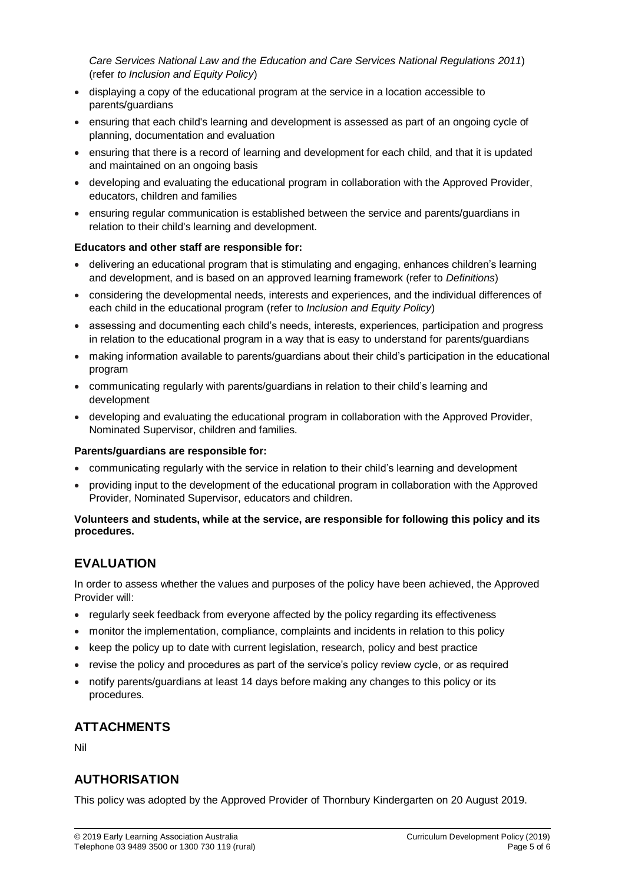*Care Services National Law and the Education and Care Services National Regulations 2011*) (refer *to Inclusion and Equity Policy*)

- displaying a copy of the educational program at the service in a location accessible to parents/guardians
- ensuring that each child's learning and development is assessed as part of an ongoing cycle of planning, documentation and evaluation
- ensuring that there is a record of learning and development for each child, and that it is updated and maintained on an ongoing basis
- developing and evaluating the educational program in collaboration with the Approved Provider, educators, children and families
- ensuring regular communication is established between the service and parents/guardians in relation to their child's learning and development.

**Educators and other staff are responsible for:**

- delivering an educational program that is stimulating and engaging, enhances children's learning and development, and is based on an approved learning framework (refer to *Definitions*)
- considering the developmental needs, interests and experiences, and the individual differences of each child in the educational program (refer to *Inclusion and Equity Policy*)
- assessing and documenting each child's needs, interests, experiences, participation and progress in relation to the educational program in a way that is easy to understand for parents/guardians
- making information available to parents/guardians about their child's participation in the educational program
- communicating regularly with parents/guardians in relation to their child's learning and development
- developing and evaluating the educational program in collaboration with the Approved Provider, Nominated Supervisor, children and families.

**Parents/guardians are responsible for:**

- communicating regularly with the service in relation to their child's learning and development
- providing input to the development of the educational program in collaboration with the Approved Provider, Nominated Supervisor, educators and children.

**Volunteers and students, while at the service, are responsible for following this policy and its procedures.**

## EVALUATION

In order to assess whether the values and purposes of the policy have been achieved, the Approved Provider will:

- regularly seek feedback from everyone affected by the policy regarding its effectiveness
- monitor the implementation, compliance, complaints and incidents in relation to this policy
- keep the policy up to date with current legislation, research, policy and best practice
- revise the policy and procedures as part of the service's policy review cycle, or as required
- notify parents/guardians at least 14 days before making any changes to this policy or its procedures.

## ATTACHMENTS

Nil

## AUTHORISATION

This policy was adopted by the Approved Provider of Thornbury Kindergarten on 20 August 2019.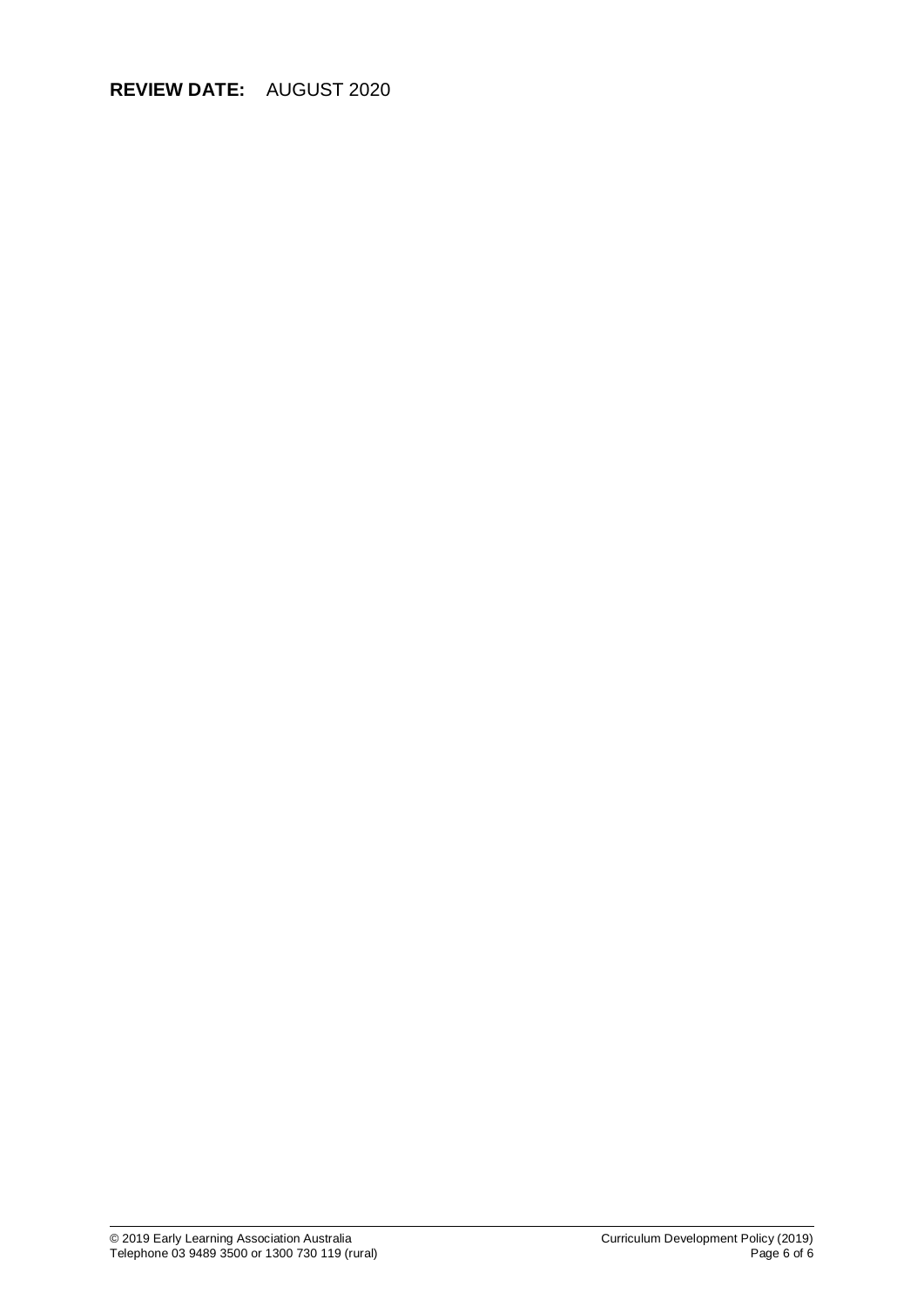**REVIEW DATE:** AUGUST 2020